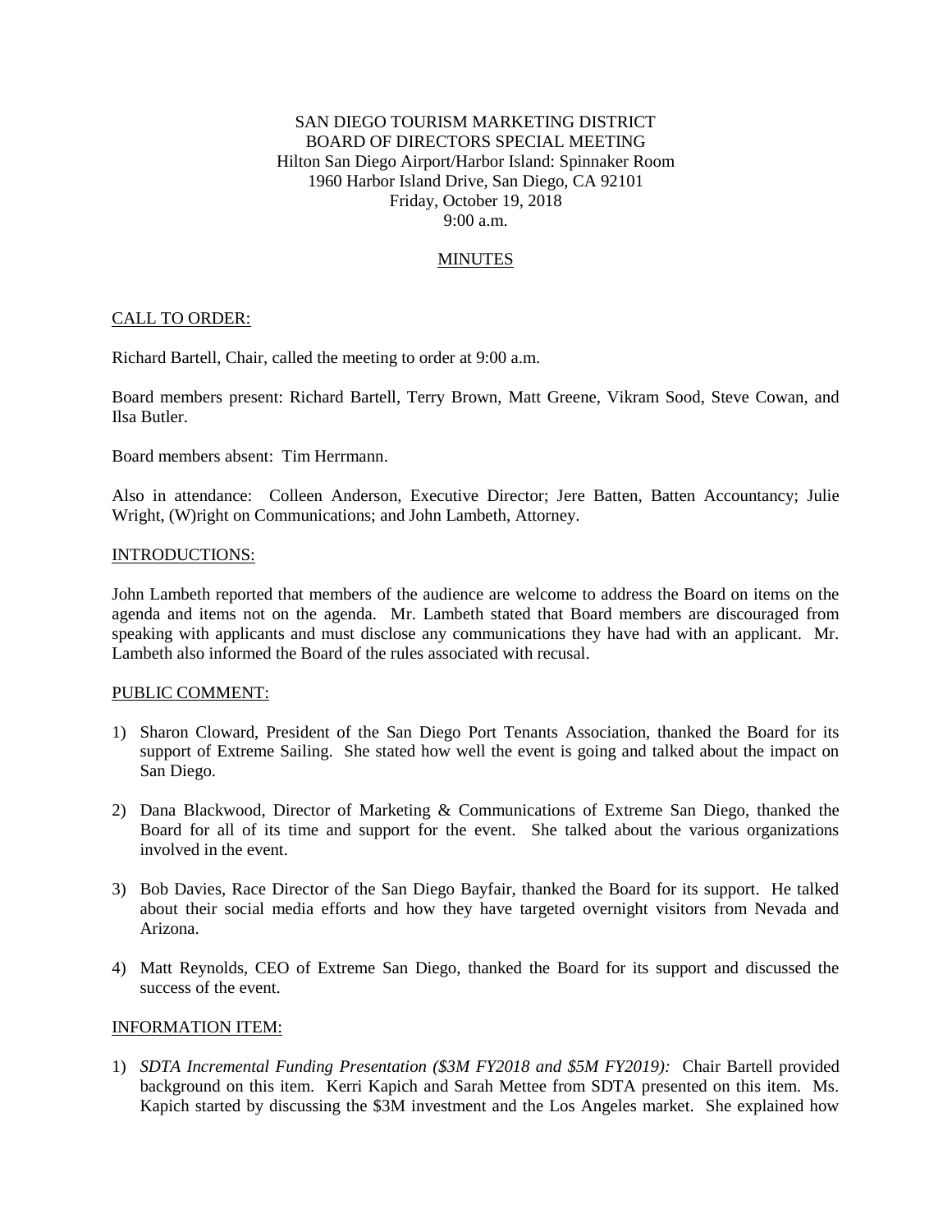SAN DIEGO TOURISM MARKETING DISTRICT
BOARD OF DIRECTORS SPECIAL MEETING
Hilton San Diego Airport/Harbor Island: Spinnaker Room
1960 Harbor Island Drive, San Diego, CA 92101
Friday, October 19, 2018
9:00 a.m.

## MINUTES

### CALL TO ORDER:

Richard Bartell, Chair, called the meeting to order at 9:00 a.m.

Board members present: Richard Bartell, Terry Brown, Matt Greene, Vikram Sood, Steve Cowan, and Ilsa Butler.

Board members absent: Tim Herrmann.

Also in attendance: Colleen Anderson, Executive Director; Jere Batten, Batten Accountancy; Julie Wright, (W)right on Communications; and John Lambeth, Attorney.

### INTRODUCTIONS:

John Lambeth reported that members of the audience are welcome to address the Board on items on the agenda and items not on the agenda. Mr. Lambeth stated that Board members are discouraged from speaking with applicants and must disclose any communications they have had with an applicant. Mr. Lambeth also informed the Board of the rules associated with recusal.

### PUBLIC COMMENT:

1) Sharon Cloward, President of the San Diego Port Tenants Association, thanked the Board for its support of Extreme Sailing. She stated how well the event is going and talked about the impact on San Diego.

2) Dana Blackwood, Director of Marketing & Communications of Extreme San Diego, thanked the Board for all of its time and support for the event. She talked about the various organizations involved in the event.

3) Bob Davies, Race Director of the San Diego Bayfair, thanked the Board for its support. He talked about their social media efforts and how they have targeted overnight visitors from Nevada and Arizona.

4) Matt Reynolds, CEO of Extreme San Diego, thanked the Board for its support and discussed the success of the event.

### INFORMATION ITEM:

1) *SDTA Incremental Funding Presentation ($3M FY2018 and $5M FY2019):* Chair Bartell provided background on this item. Kerri Kapich and Sarah Mettee from SDTA presented on this item. Ms. Kapich started by discussing the $3M investment and the Los Angeles market. She explained how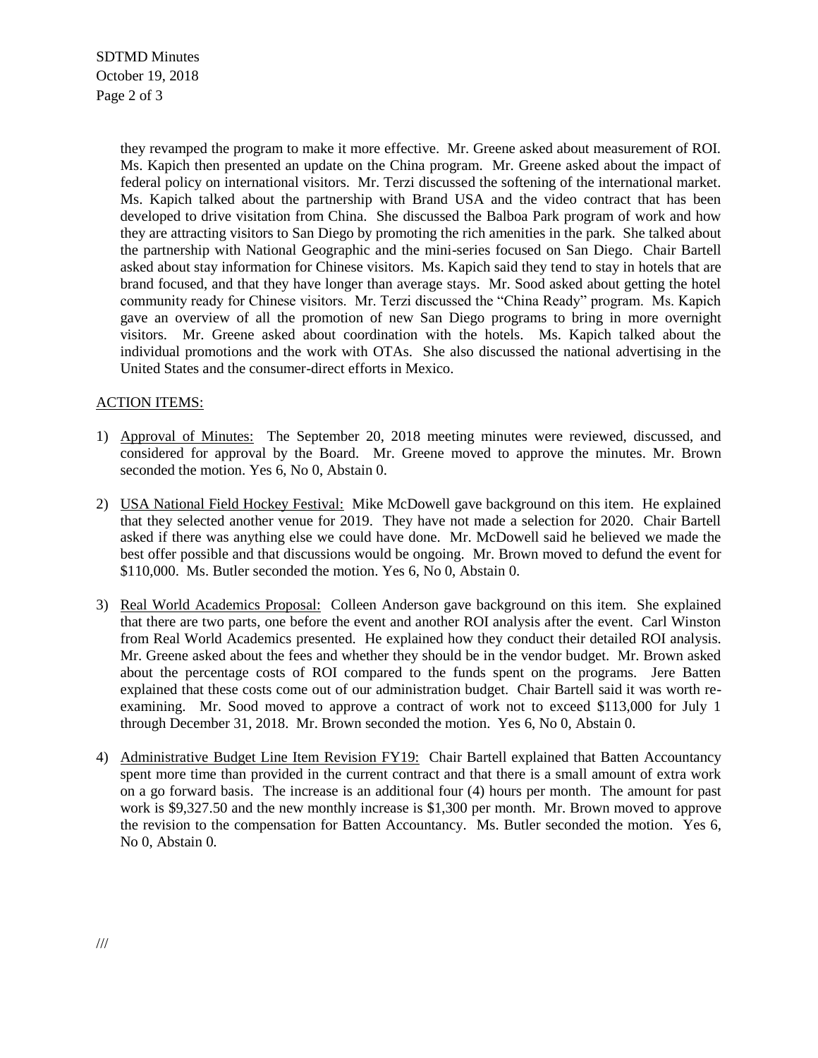they revamped the program to make it more effective. Mr. Greene asked about measurement of ROI. Ms. Kapich then presented an update on the China program. Mr. Greene asked about the impact of federal policy on international visitors. Mr. Terzi discussed the softening of the international market. Ms. Kapich talked about the partnership with Brand USA and the video contract that has been developed to drive visitation from China. She discussed the Balboa Park program of work and how they are attracting visitors to San Diego by promoting the rich amenities in the park. She talked about the partnership with National Geographic and the mini-series focused on San Diego. Chair Bartell asked about stay information for Chinese visitors. Ms. Kapich said they tend to stay in hotels that are brand focused, and that they have longer than average stays. Mr. Sood asked about getting the hotel community ready for Chinese visitors. Mr. Terzi discussed the "China Ready" program. Ms. Kapich gave an overview of all the promotion of new San Diego programs to bring in more overnight visitors. Mr. Greene asked about coordination with the hotels. Ms. Kapich talked about the individual promotions and the work with OTAs. She also discussed the national advertising in the United States and the consumer-direct efforts in Mexico.

ACTION ITEMS:

1) Approval of Minutes: The September 20, 2018 meeting minutes were reviewed, discussed, and considered for approval by the Board. Mr. Greene moved to approve the minutes. Mr. Brown seconded the motion. Yes 6, No 0, Abstain 0.

2) USA National Field Hockey Festival: Mike McDowell gave background on this item. He explained that they selected another venue for 2019. They have not made a selection for 2020. Chair Bartell asked if there was anything else we could have done. Mr. McDowell said he believed we made the best offer possible and that discussions would be ongoing. Mr. Brown moved to defund the event for $110,000. Ms. Butler seconded the motion. Yes 6, No 0, Abstain 0.

3) Real World Academics Proposal: Colleen Anderson gave background on this item. She explained that there are two parts, one before the event and another ROI analysis after the event. Carl Winston from Real World Academics presented. He explained how they conduct their detailed ROI analysis. Mr. Greene asked about the fees and whether they should be in the vendor budget. Mr. Brown asked about the percentage costs of ROI compared to the funds spent on the programs. Jere Batten explained that these costs come out of our administration budget. Chair Bartell said it was worth re-examining. Mr. Sood moved to approve a contract of work not to exceed $113,000 for July 1 through December 31, 2018. Mr. Brown seconded the motion. Yes 6, No 0, Abstain 0.

4) Administrative Budget Line Item Revision FY19: Chair Bartell explained that Batten Accountancy spent more time than provided in the current contract and that there is a small amount of extra work on a go forward basis. The increase is an additional four (4) hours per month. The amount for past work is $9,327.50 and the new monthly increase is $1,300 per month. Mr. Brown moved to approve the revision to the compensation for Batten Accountancy. Ms. Butler seconded the motion. Yes 6, No 0, Abstain 0.

///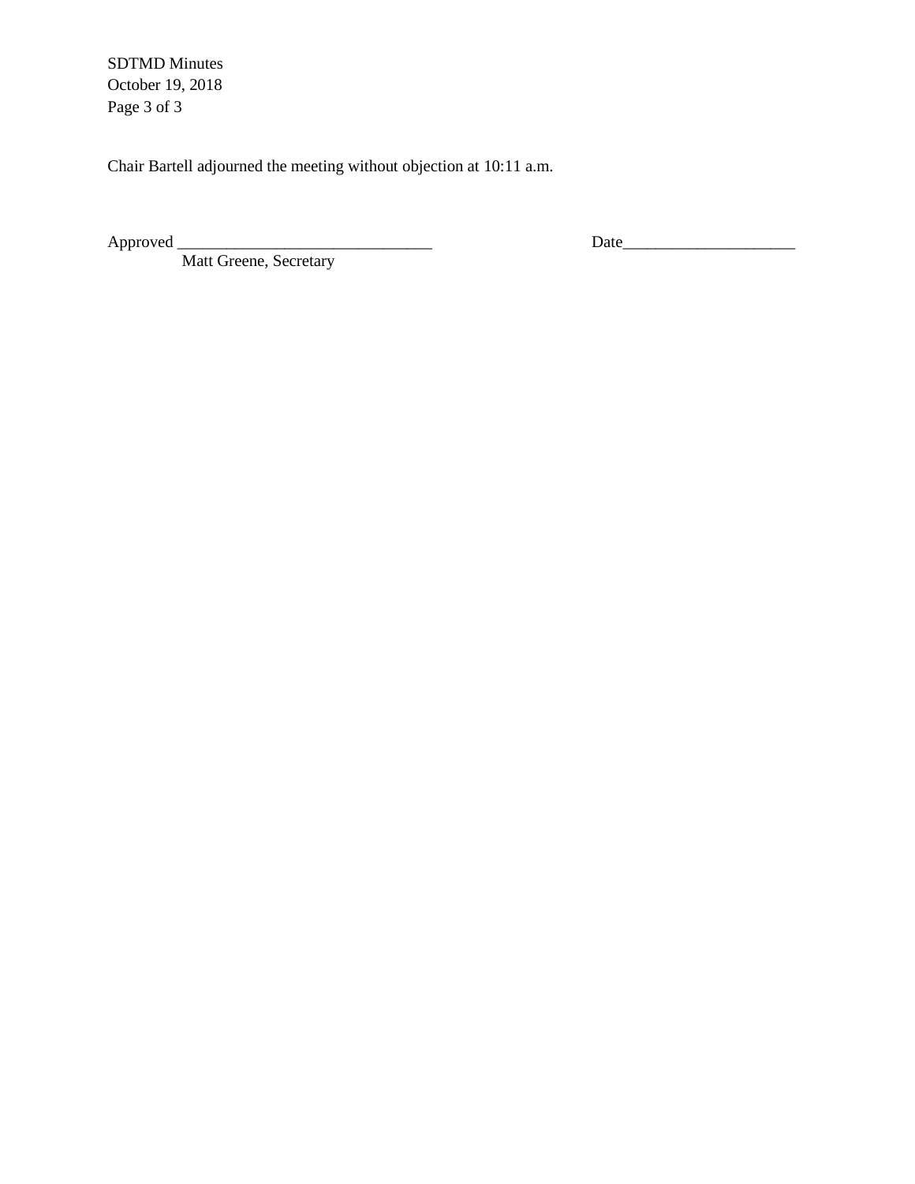Chair Bartell adjourned the meeting without objection at 10:11 a.m.

Approved _______________________________ Date_____________________
Matt Greene, Secretary